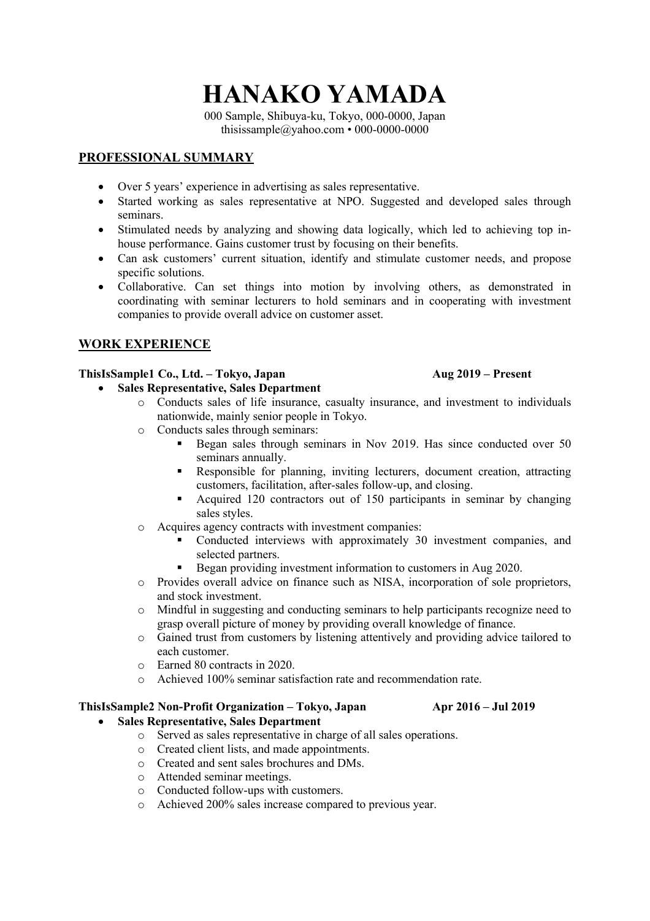# HANAKO YAMADA

000 Sample, Shibuya-ku, Tokyo, 000-0000, Japan
thisissample@yahoo.com • 000-0000-0000

## PROFESSIONAL SUMMARY

- Over 5 years' experience in advertising as sales representative.
- Started working as sales representative at NPO. Suggested and developed sales through seminars.
- Stimulated needs by analyzing and showing data logically, which led to achieving top in-house performance. Gains customer trust by focusing on their benefits.
- Can ask customers' current situation, identify and stimulate customer needs, and propose specific solutions.
- Collaborative. Can set things into motion by involving others, as demonstrated in coordinating with seminar lecturers to hold seminars and in cooperating with investment companies to provide overall advice on customer asset.

## WORK EXPERIENCE

**ThisIsSample1 Co., Ltd. – Tokyo, Japan** **Aug 2019 – Present**

- **Sales Representative, Sales Department**
  - Conducts sales of life insurance, casualty insurance, and investment to individuals nationwide, mainly senior people in Tokyo.
  - Conducts sales through seminars:
    - Began sales through seminars in Nov 2019. Has since conducted over 50 seminars annually.
    - Responsible for planning, inviting lecturers, document creation, attracting customers, facilitation, after-sales follow-up, and closing.
    - Acquired 120 contractors out of 150 participants in seminar by changing sales styles.
  - Acquires agency contracts with investment companies:
    - Conducted interviews with approximately 30 investment companies, and selected partners.
    - Began providing investment information to customers in Aug 2020.
  - Provides overall advice on finance such as NISA, incorporation of sole proprietors, and stock investment.
  - Mindful in suggesting and conducting seminars to help participants recognize need to grasp overall picture of money by providing overall knowledge of finance.
  - Gained trust from customers by listening attentively and providing advice tailored to each customer.
  - Earned 80 contracts in 2020.
  - Achieved 100% seminar satisfaction rate and recommendation rate.

**ThisIsSample2 Non-Profit Organization – Tokyo, Japan** **Apr 2016 – Jul 2019**

- **Sales Representative, Sales Department**
  - Served as sales representative in charge of all sales operations.
  - Created client lists, and made appointments.
  - Created and sent sales brochures and DMs.
  - Attended seminar meetings.
  - Conducted follow-ups with customers.
  - Achieved 200% sales increase compared to previous year.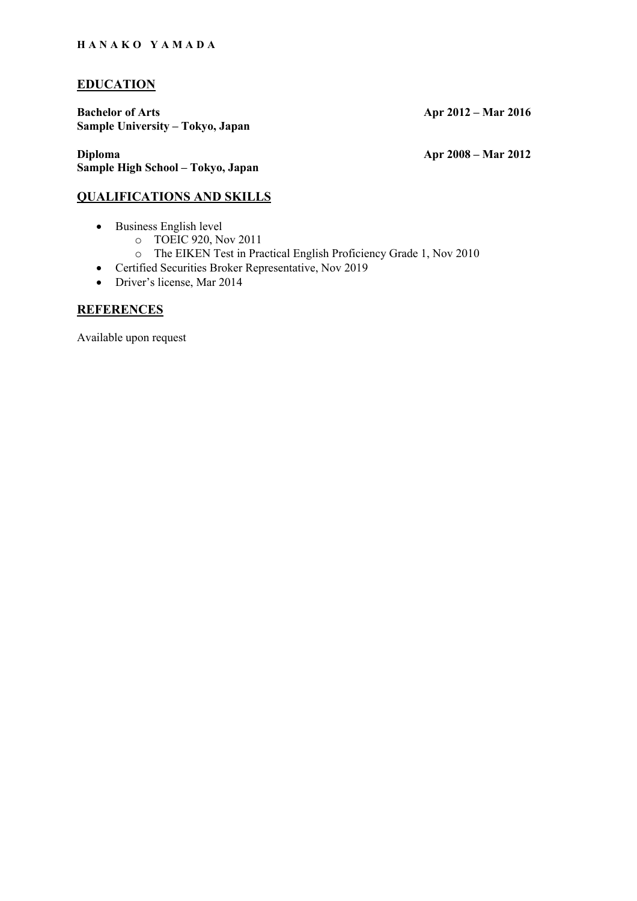## EDUCATION

**Bachelor of Arts** **Apr 2012 – Mar 2016**
**Sample University – Tokyo, Japan**

**Diploma** **Apr 2008 – Mar 2012**
**Sample High School – Tokyo, Japan**

## QUALIFICATIONS AND SKILLS

- Business English level
  - TOEIC 920, Nov 2011
  - The EIKEN Test in Practical English Proficiency Grade 1, Nov 2010
- Certified Securities Broker Representative, Nov 2019
- Driver's license, Mar 2014

## REFERENCES

Available upon request